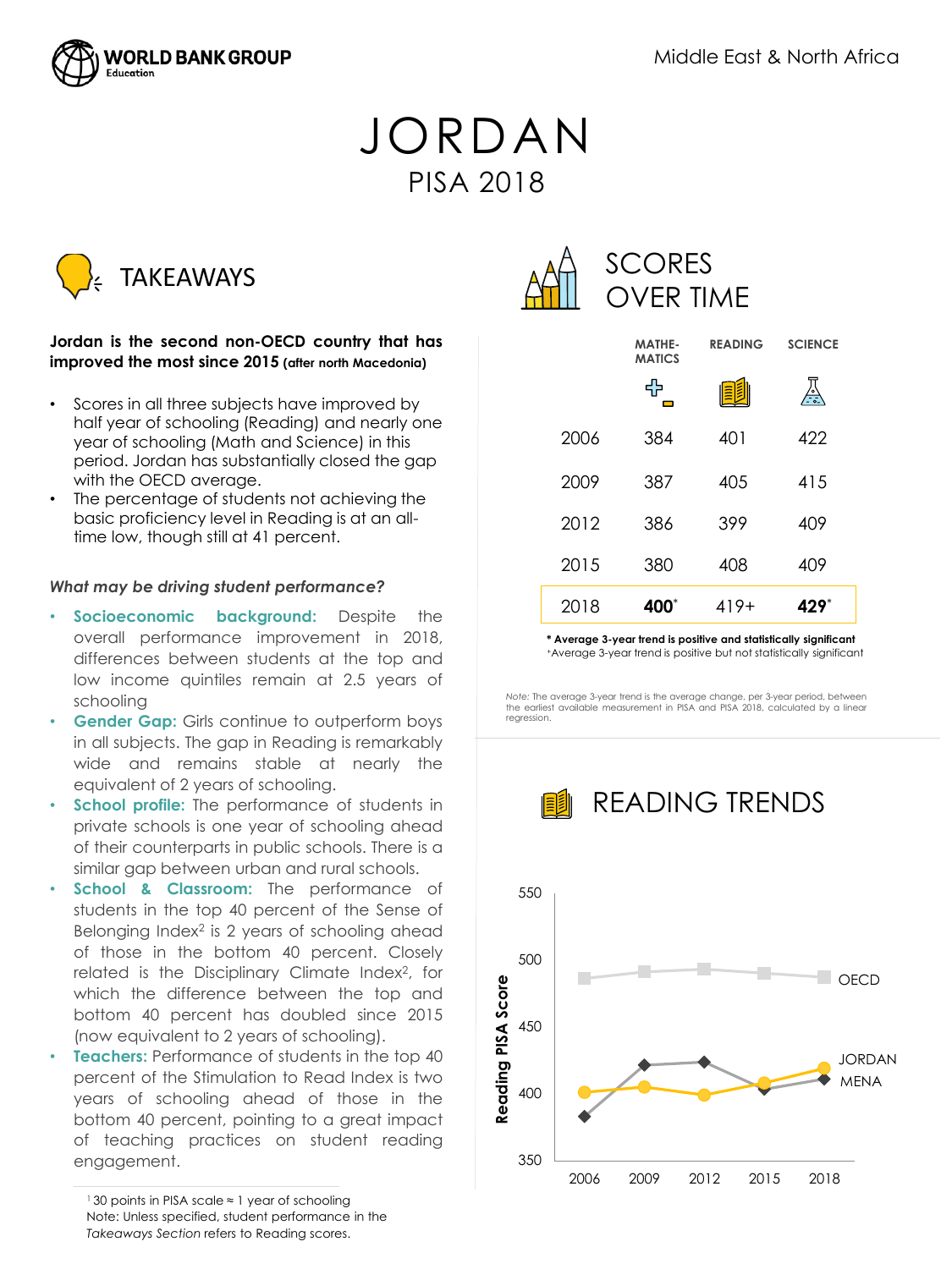WORLD BANK GROUP Education

Middle East & North Africa

# JORDAN

## PISA 2018

## TAKEAWAYS

**Jordan is the second non-OECD country that has improved the most since 2015** (after north Macedonia)

- Scores in all three subjects have improved by half year of schooling (Reading) and nearly one year of schooling (Math and Science) in this period. Jordan has substantially closed the gap with the OECD average.
- The percentage of students not achieving the basic proficiency level in Reading is at an all-time low, though still at 41 percent.

*What may be driving student performance?*

- **Socioeconomic background:** Despite the overall performance improvement in 2018, differences between students at the top and low income quintiles remain at 2.5 years of schooling
- **Gender Gap:** Girls continue to outperform boys in all subjects. The gap in Reading is remarkably wide and remains stable at nearly the equivalent of 2 years of schooling.
- **School profile:** The performance of students in private schools is one year of schooling ahead of their counterparts in public schools. There is a similar gap between urban and rural schools.
- **School & Classroom:** The performance of students in the top 40 percent of the Sense of Belonging Index[2] is 2 years of schooling ahead of those in the bottom 40 percent. Closely related is the Disciplinary Climate Index[2], for which the difference between the top and bottom 40 percent has doubled since 2015 (now equivalent to 2 years of schooling).
- **Teachers:** Performance of students in the top 40 percent of the Stimulation to Read Index is two years of schooling ahead of those in the bottom 40 percent, pointing to a great impact of teaching practices on student reading engagement.

[1] 30 points in PISA scale ≈ 1 year of schooling
Note: Unless specified, student performance in the *Takeaways Section* refers to Reading scores.

## SCORES OVER TIME

| | MATHEMATICS | READING | SCIENCE |
|---|---|---|---|
| 2006 | 384 | 401 | 422 |
| 2009 | 387 | 405 | 415 |
| 2012 | 386 | 399 | 409 |
| 2015 | 380 | 408 | 409 |
| 2018 | **400*** | 419+ | **429*** |

**\* Average 3-year trend is positive and statistically significant**
+Average 3-year trend is positive but not statistically significant

*Note:* The average 3-year trend is the average change, per 3-year period, between the earliest available measurement in PISA and PISA 2018, calculated by a linear regression.

## READING TRENDS

Reading PISA Score (chart: OECD, JORDAN, MENA; years 2006, 2009, 2012, 2015, 2018; y-axis 350–550)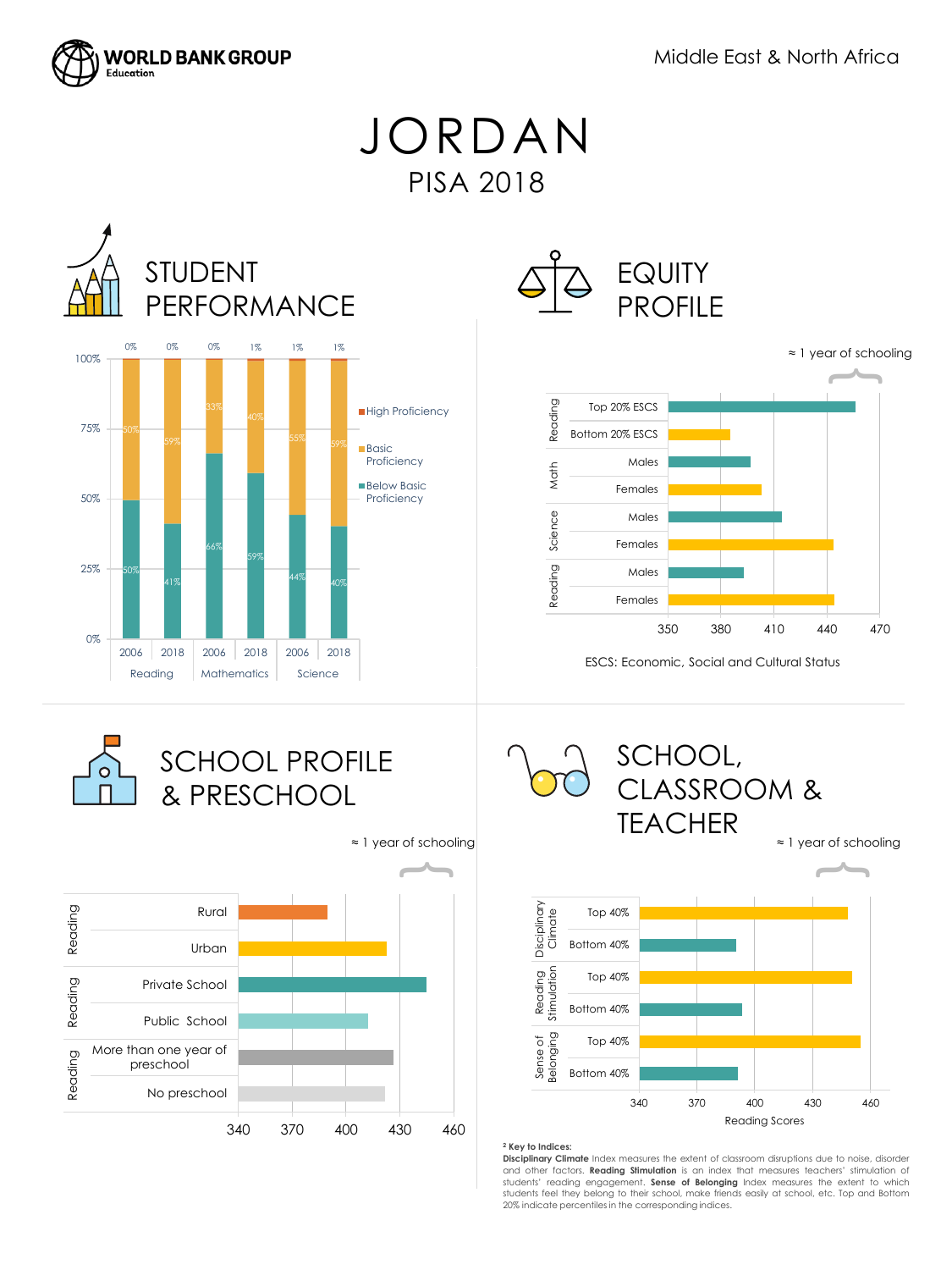# JORDAN

## PISA 2018

Middle East & North Africa

## STUDENT PERFORMANCE

| | Reading 2006 | Reading 2018 | Mathematics 2006 | Mathematics 2018 | Science 2006 | Science 2018 |
|---|---|---|---|---|---|---|
| High Proficiency | 0% | 0% | 0% | 1% | 1% | 1% |
| Basic Proficiency | 50% | 59% | 33% | 40% | 55% | 59% |
| Below Basic Proficiency | 50% | 41% | 66% | 59% | 44% | 40% |

## EQUITY PROFILE

≈ 1 year of schooling

- Reading: Top 20% ESCS; Bottom 20% ESCS
- Math: Males; Females
- Science: Males; Females
- Reading: Males; Females

350, 380, 410, 440, 470

ESCS: Economic, Social and Cultural Status

## SCHOOL PROFILE & PRESCHOOL

≈ 1 year of schooling

- Reading: Rural; Urban
- Reading: Private School; Public School
- Reading: More than one year of preschool; No preschool

340, 370, 400, 430, 460

## SCHOOL, CLASSROOM & TEACHER

≈ 1 year of schooling

- Disciplinary Climate: Top 40%; Bottom 40%
- Reading Stimulation: Top 40%; Bottom 40%
- Sense of Belonging: Top 40%; Bottom 40%

340, 370, 400, 430, 460

Reading Scores

² **Key to Indices:**
**Disciplinary Climate** Index measures the extent of classroom disruptions due to noise, disorder and other factors. **Reading Stimulation** is an index that measures teachers' stimulation of students' reading engagement. **Sense of Belonging** Index measures the extent to which students feel they belong to their school, make friends easily at school, etc. Top and Bottom 20% indicate percentiles in the corresponding indices.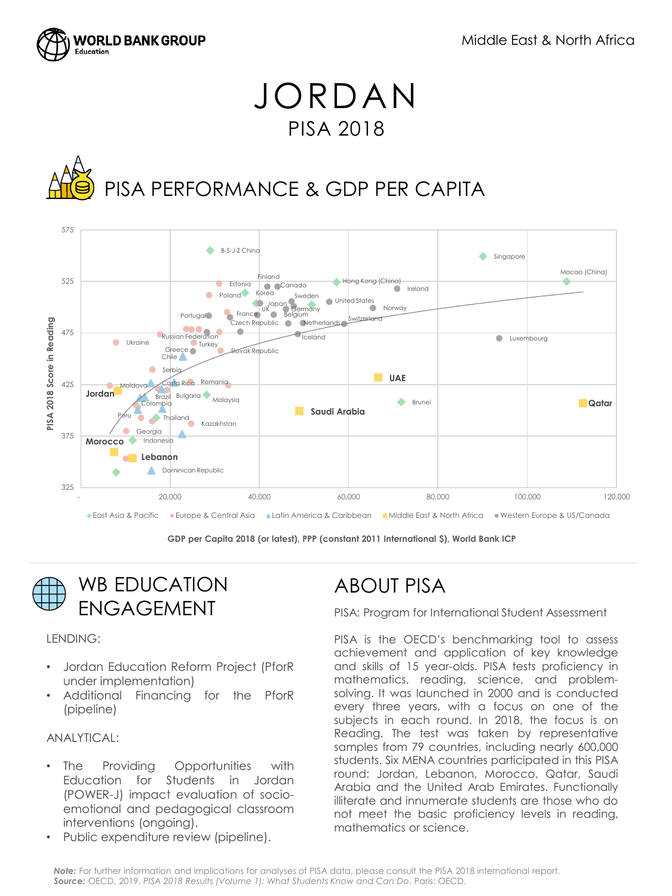Middle East & North Africa

# JORDAN

## PISA 2018

## PISA PERFORMANCE & GDP PER CAPITA

575
525
475
425
375
325

PISA 2018 Score in Reading

B-S-J-Z China
Singapore
Macao (China)
Hong Kong (China)
Ireland
Finland
Estonia
Canada
Korea
Poland
Sweden
United States
Norway
Japan
UK
Germany
Portugal
France
Belgium
Czech Republic
Netherlands
Switzerland
Russian Federation
Iceland
Luxembourg
Turkey
Ukraine
Greece
Slovak Republic
Chile
Serbia
UAE
Moldova
Costa Rica
Romania
Jordan
Brazil
Bulgaria
Malaysia
Colombia
Brunei
Qatar
Saudi Arabia
Peru
Thailand
Kazakhstan
Georgia
Morocco
Indonesia
Lebanon
Dominican Republic

-
20,000
40,000
60,000
80,000
100,000
120,000

East Asia & Pacific
Europe & Central Asia
Latin America & Caribbean
Middle East & North Africa
Western Europe & US/Canada

**GDP per Capita 2018 (or latest), PPP (constant 2011 International $), World Bank ICP**

## WB EDUCATION ENGAGEMENT

LENDING:

- Jordan Education Reform Project (PforR under implementation)
- Additional Financing for the PforR (pipeline)

ANALYTICAL:

- The Providing Opportunities with Education for Students in Jordan (POWER-J) impact evaluation of socio-emotional and pedagogical classroom interventions (ongoing).
- Public expenditure review (pipeline).

## ABOUT PISA

PISA: Program for International Student Assessment

PISA is the OECD's benchmarking tool to assess achievement and application of key knowledge and skills of 15 year-olds. PISA tests proficiency in mathematics, reading, science, and problem-solving. It was launched in 2000 and is conducted every three years, with a focus on one of the subjects in each round. In 2018, the focus is on Reading. The test was taken by representative samples from 79 countries, including nearly 600,000 students. Six MENA countries participated in this PISA round: Jordan, Lebanon, Morocco, Qatar, Saudi Arabia and the United Arab Emirates. Functionally illiterate and innumerate students are those who do not meet the basic proficiency levels in reading, mathematics or science.

***Note:*** For further information and implications for analyses of PISA data, please consult the PISA 2018 international report.
***Source:*** OECD, 2019. *PISA 2018 Results (Volume 1): What Students Know and Can Do*. Paris: OECD.